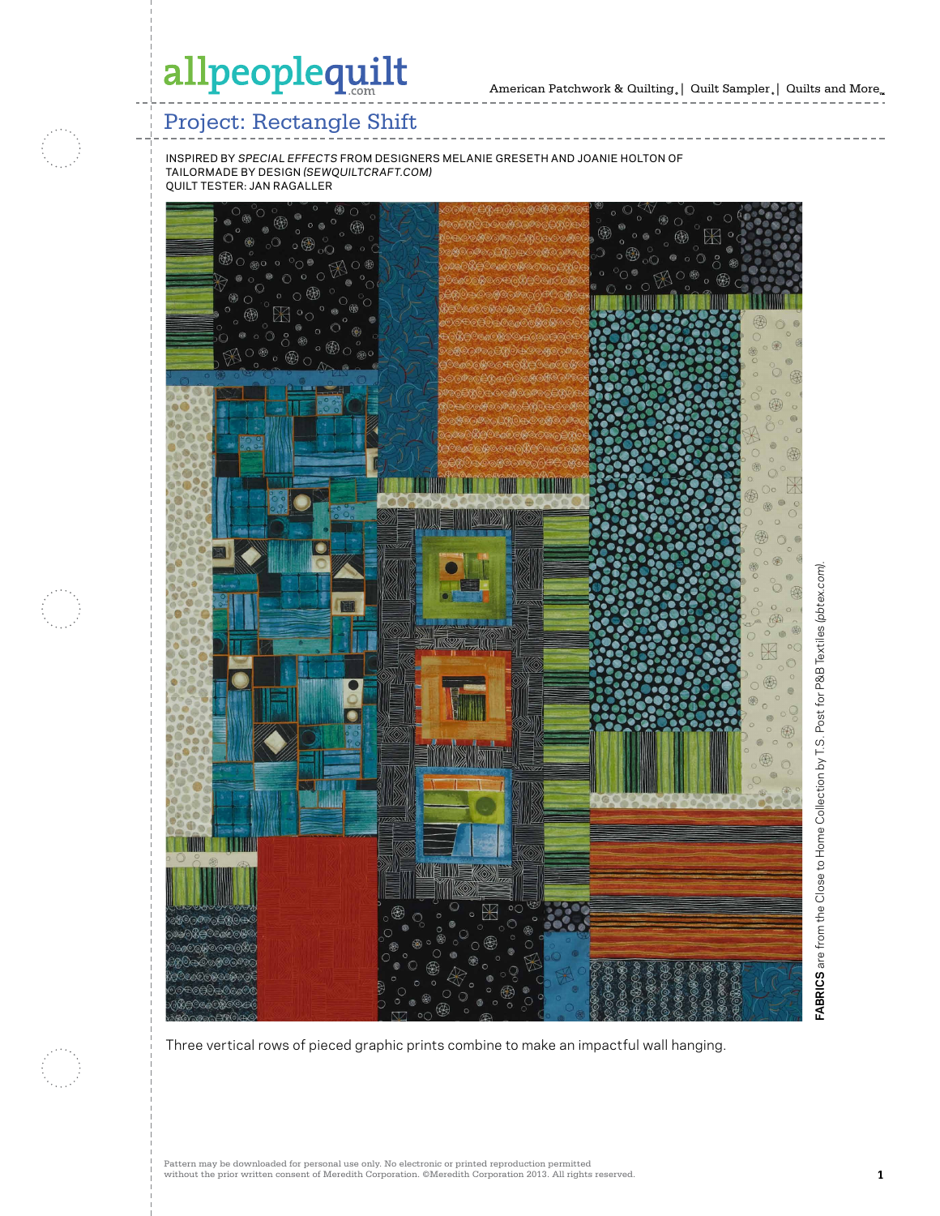# Project: Rectangle Shift

INSPIRED BY *SPECIAL EFFECTS* FROM DESIGNERS MELANIE GRESETH AND JOANIE HOLTON OF TAILORMADE BY DESIGN *(SEWQUILTCRAFT.COM)*
QUILT TESTER: JAN RAGALLER

**FABRICS** are from the Close to Home Collection by T.S. Post for P&B Textiles *(pbtex.com)*.

Three vertical rows of pieced graphic prints combine to make an impactful wall hanging.

Pattern may be downloaded for personal use only. No electronic or printed reproduction permitted without the prior written consent of Meredith Corporation. ©Meredith Corporation 2013. All rights reserved.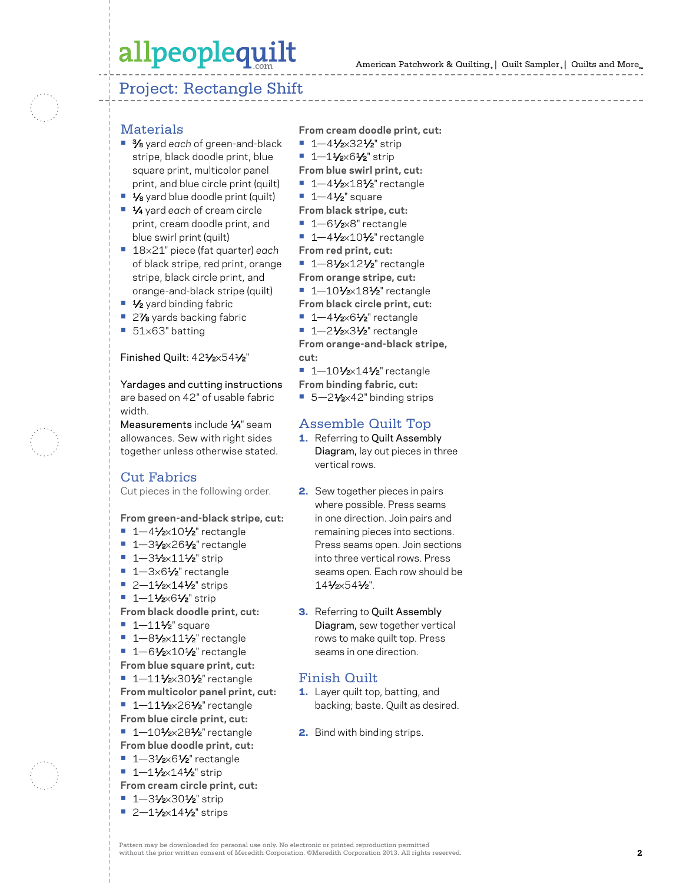# Project: Rectangle Shift

## Materials

- ⅜ yard *each* of green-and-black stripe, black doodle print, blue square print, multicolor panel print, and blue circle print (quilt)
- ⅛ yard blue doodle print (quilt)
- ¼ yard *each* of cream circle print, cream doodle print, and blue swirl print (quilt)
- 18×21" piece (fat quarter) *each* of black stripe, red print, orange stripe, black circle print, and orange-and-black stripe (quilt)
- ½ yard binding fabric
- 2⅞ yards backing fabric
- 51×63" batting

Finished Quilt: 42½×54½"

Yardages and cutting instructions are based on 42" of usable fabric width.

Measurements include ¼" seam allowances. Sew with right sides together unless otherwise stated.

## Cut Fabrics

Cut pieces in the following order.

**From green-and-black stripe, cut:**
- 1—4½×10½" rectangle
- 1—3½×26½" rectangle
- 1—3½×11½" strip
- 1—3×6½" rectangle
- 2—1½×14½" strips
- 1—1½×6½" strip

**From black doodle print, cut:**
- 1—11½" square
- 1—8½×11½" rectangle
- 1—6½×10½" rectangle

**From blue square print, cut:**
- 1—11½×30½" rectangle

**From multicolor panel print, cut:**
- 1—11½×26½" rectangle

**From blue circle print, cut:**
- 1—10½×28½" rectangle

**From blue doodle print, cut:**
- 1—3½×6½" rectangle
- 1—1½×14½" strip

**From cream circle print, cut:**
- 1—3½×30½" strip
- 2—1½×14½" strips

**From cream doodle print, cut:**
- 1—4½×32½" strip
- 1—1½×6½" strip

**From blue swirl print, cut:**
- 1—4½×18½" rectangle
- 1—4½" square

**From black stripe, cut:**
- 1—6½×8" rectangle
- 1—4½×10½" rectangle

**From red print, cut:**
- 1—8½×12½" rectangle

**From orange stripe, cut:**
- 1—10½×18½" rectangle

**From black circle print, cut:**
- 1—4½×6½" rectangle
- 1—2½×3½" rectangle

**From orange-and-black stripe, cut:**
- 1—10½×14½" rectangle

**From binding fabric, cut:**
- 5—2½×42" binding strips

## Assemble Quilt Top

1. Referring to Quilt Assembly Diagram, lay out pieces in three vertical rows.
2. Sew together pieces in pairs where possible. Press seams in one direction. Join pairs and remaining pieces into sections. Press seams open. Join sections into three vertical rows. Press seams open. Each row should be 14½×54½".
3. Referring to Quilt Assembly Diagram, sew together vertical rows to make quilt top. Press seams in one direction.

## Finish Quilt

1. Layer quilt top, batting, and backing; baste. Quilt as desired.
2. Bind with binding strips.

Pattern may be downloaded for personal use only. No electronic or printed reproduction permitted without the prior written consent of Meredith Corporation. ©Meredith Corporation 2013. All rights reserved.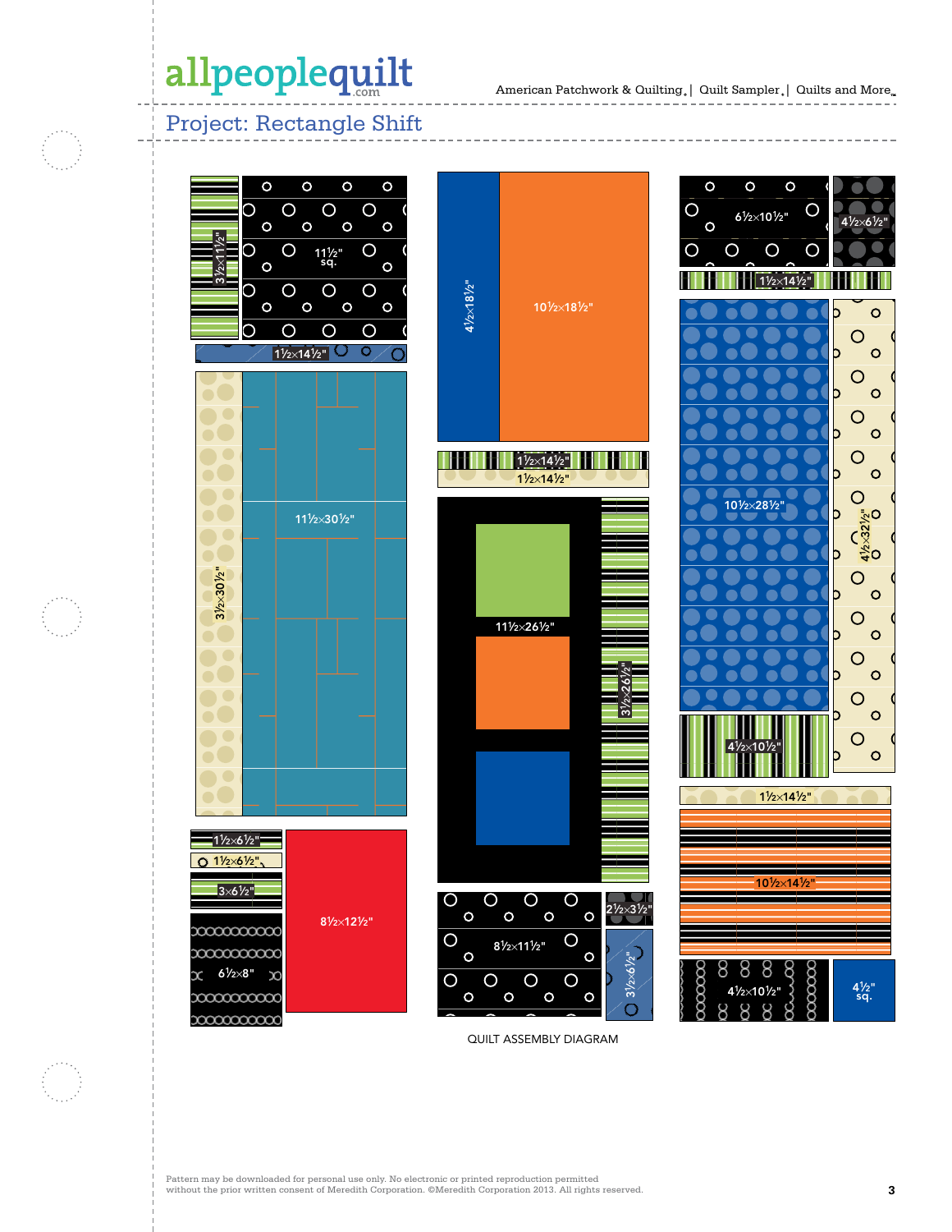# Project: Rectangle Shift

3½×11½"

11½" sq.

1½×14½"

3½×30½"

11½×30½"

1½×6½"

1½×6½"

3×6½"

6½×8"

8½×12½"

4½×18½"

10½×18½"

1½×14½"

1½×14½"

11½×26½"

3½×26½"

8½×11½"

2½×3½"

3½×6½"

6½×10½"

4½×6½"

1½×14½"

10½×28½"

4½×32½"

4½×10½"

1½×14½"

10½×14½"

4½×10½"

4½" sq.

QUILT ASSEMBLY DIAGRAM

Pattern may be downloaded for personal use only. No electronic or printed reproduction permitted without the prior written consent of Meredith Corporation. ©Meredith Corporation 2013. All rights reserved.